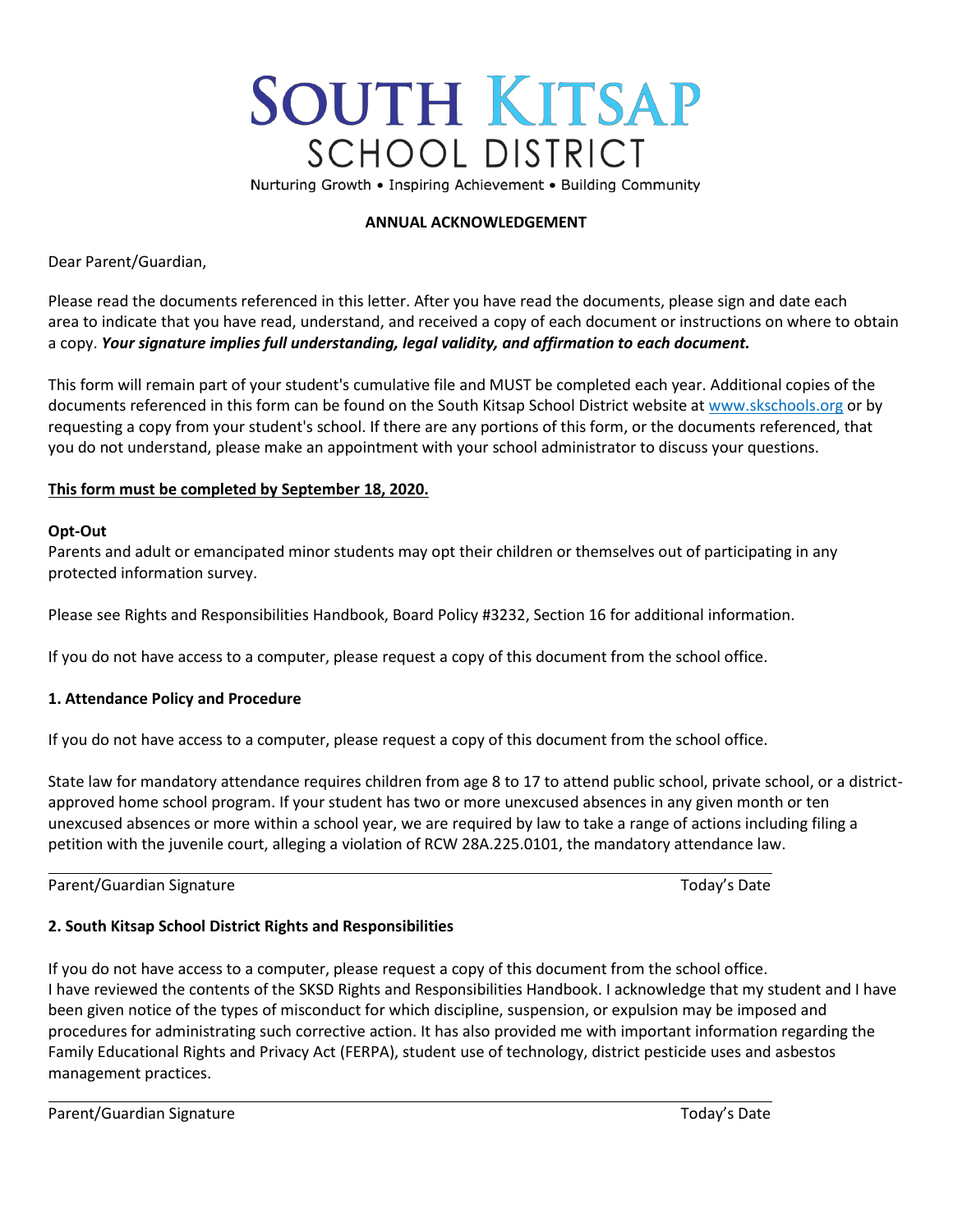# SOUTH KITSAP SCHOOL DISTRICT

Nurturing Growth • Inspiring Achievement • Building Community

**ANNUAL ACKNOWLEDGEMENT**

Dear Parent/Guardian,

Please read the documents referenced in this letter. After you have read the documents, please sign and date each area to indicate that you have read, understand, and received a copy of each document or instructions on where to obtain a copy. ***Your signature implies full understanding, legal validity, and affirmation to each document.***

This form will remain part of your student's cumulative file and MUST be completed each year. Additional copies of the documents referenced in this form can be found on the South Kitsap School District website at [www.skschools.org](http://www.skschools.org) or by requesting a copy from your student's school. If there are any portions of this form, or the documents referenced, that you do not understand, please make an appointment with your school administrator to discuss your questions.

**This form must be completed by September 18, 2020.**

**Opt-Out**

Parents and adult or emancipated minor students may opt their children or themselves out of participating in any protected information survey.

Please see Rights and Responsibilities Handbook, Board Policy #3232, Section 16 for additional information.

If you do not have access to a computer, please request a copy of this document from the school office.

**1. Attendance Policy and Procedure**

If you do not have access to a computer, please request a copy of this document from the school office.

State law for mandatory attendance requires children from age 8 to 17 to attend public school, private school, or a district-approved home school program. If your student has two or more unexcused absences in any given month or ten unexcused absences or more within a school year, we are required by law to take a range of actions including filing a petition with the juvenile court, alleging a violation of RCW 28A.225.0101, the mandatory attendance law.

Parent/Guardian Signature ______________________________ Today's Date

**2. South Kitsap School District Rights and Responsibilities**

If you do not have access to a computer, please request a copy of this document from the school office.

I have reviewed the contents of the SKSD Rights and Responsibilities Handbook. I acknowledge that my student and I have been given notice of the types of misconduct for which discipline, suspension, or expulsion may be imposed and procedures for administrating such corrective action. It has also provided me with important information regarding the Family Educational Rights and Privacy Act (FERPA), student use of technology, district pesticide uses and asbestos management practices.

Parent/Guardian Signature ______________________________ Today's Date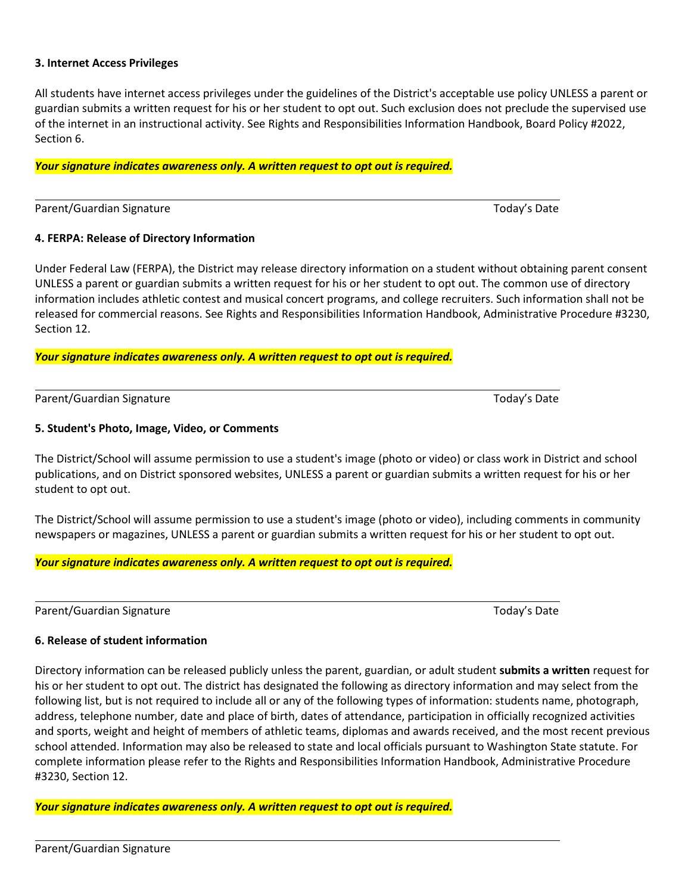**3. Internet Access Privileges**

All students have internet access privileges under the guidelines of the District's acceptable use policy UNLESS a parent or guardian submits a written request for his or her student to opt out. Such exclusion does not preclude the supervised use of the internet in an instructional activity. See Rights and Responsibilities Information Handbook, Board Policy #2022, Section 6.

***Your signature indicates awareness only. A written request to opt out is required.***

\_\_\_\_\_\_\_\_\_\_\_\_\_\_\_\_\_\_\_\_\_\_\_\_\_\_\_\_\_\_\_\_\_\_\_\_\_\_\_\_\_\_\_\_\_\_\_\_\_\_\_\_\_\_\_\_\_\_\_\_\_\_\_\_\_\_\_\_\_\_\_\_

Parent/Guardian Signature Today's Date

**4. FERPA: Release of Directory Information**

Under Federal Law (FERPA), the District may release directory information on a student without obtaining parent consent UNLESS a parent or guardian submits a written request for his or her student to opt out. The common use of directory information includes athletic contest and musical concert programs, and college recruiters. Such information shall not be released for commercial reasons. See Rights and Responsibilities Information Handbook, Administrative Procedure #3230, Section 12.

***Your signature indicates awareness only. A written request to opt out is required.***

\_\_\_\_\_\_\_\_\_\_\_\_\_\_\_\_\_\_\_\_\_\_\_\_\_\_\_\_\_\_\_\_\_\_\_\_\_\_\_\_\_\_\_\_\_\_\_\_\_\_\_\_\_\_\_\_\_\_\_\_\_\_\_\_\_\_\_\_\_\_\_\_

Parent/Guardian Signature Today's Date

**5. Student's Photo, Image, Video, or Comments**

The District/School will assume permission to use a student's image (photo or video) or class work in District and school publications, and on District sponsored websites, UNLESS a parent or guardian submits a written request for his or her student to opt out.

The District/School will assume permission to use a student's image (photo or video), including comments in community newspapers or magazines, UNLESS a parent or guardian submits a written request for his or her student to opt out.

***Your signature indicates awareness only. A written request to opt out is required.***

\_\_\_\_\_\_\_\_\_\_\_\_\_\_\_\_\_\_\_\_\_\_\_\_\_\_\_\_\_\_\_\_\_\_\_\_\_\_\_\_\_\_\_\_\_\_\_\_\_\_\_\_\_\_\_\_\_\_\_\_\_\_\_\_\_\_\_\_\_\_\_\_

Parent/Guardian Signature Today's Date

**6. Release of student information**

Directory information can be released publicly unless the parent, guardian, or adult student **submits a written** request for his or her student to opt out. The district has designated the following as directory information and may select from the following list, but is not required to include all or any of the following types of information: students name, photograph, address, telephone number, date and place of birth, dates of attendance, participation in officially recognized activities and sports, weight and height of members of athletic teams, diplomas and awards received, and the most recent previous school attended. Information may also be released to state and local officials pursuant to Washington State statute. For complete information please refer to the Rights and Responsibilities Information Handbook, Administrative Procedure #3230, Section 12.

***Your signature indicates awareness only. A written request to opt out is required.***

\_\_\_\_\_\_\_\_\_\_\_\_\_\_\_\_\_\_\_\_\_\_\_\_\_\_\_\_\_\_\_\_\_\_\_\_\_\_\_\_\_\_\_\_\_\_\_\_\_\_\_\_\_\_\_\_\_\_\_\_\_\_\_\_\_\_\_\_\_\_\_\_

Parent/Guardian Signature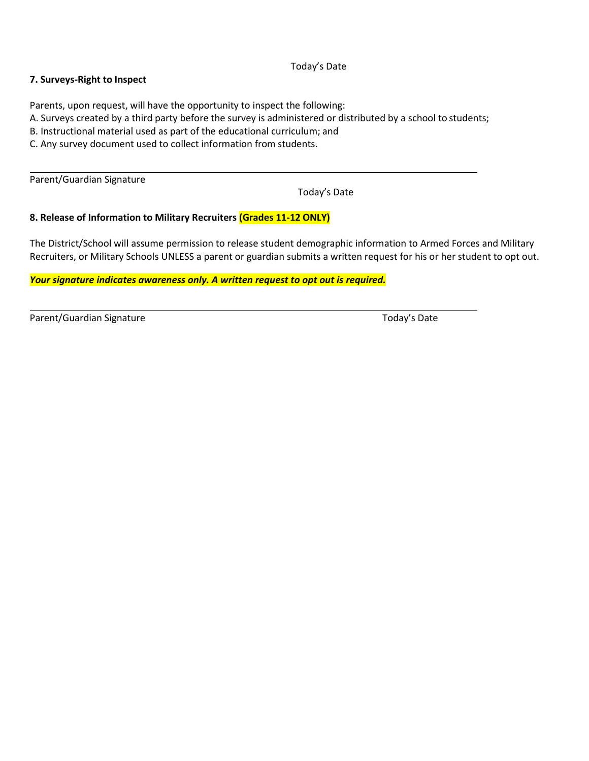Today's Date

**7. Surveys-Right to Inspect**

Parents, upon request, will have the opportunity to inspect the following:

A. Surveys created by a third party before the survey is administered or distributed by a school to students;

B. Instructional material used as part of the educational curriculum; and

C. Any survey document used to collect information from students.

Parent/Guardian Signature

Today's Date

**8. Release of Information to Military Recruiters (Grades 11-12 ONLY)**

The District/School will assume permission to release student demographic information to Armed Forces and Military Recruiters, or Military Schools UNLESS a parent or guardian submits a written request for his or her student to opt out.

***Your signature indicates awareness only. A written request to opt out is required.***

Parent/Guardian Signature Today's Date